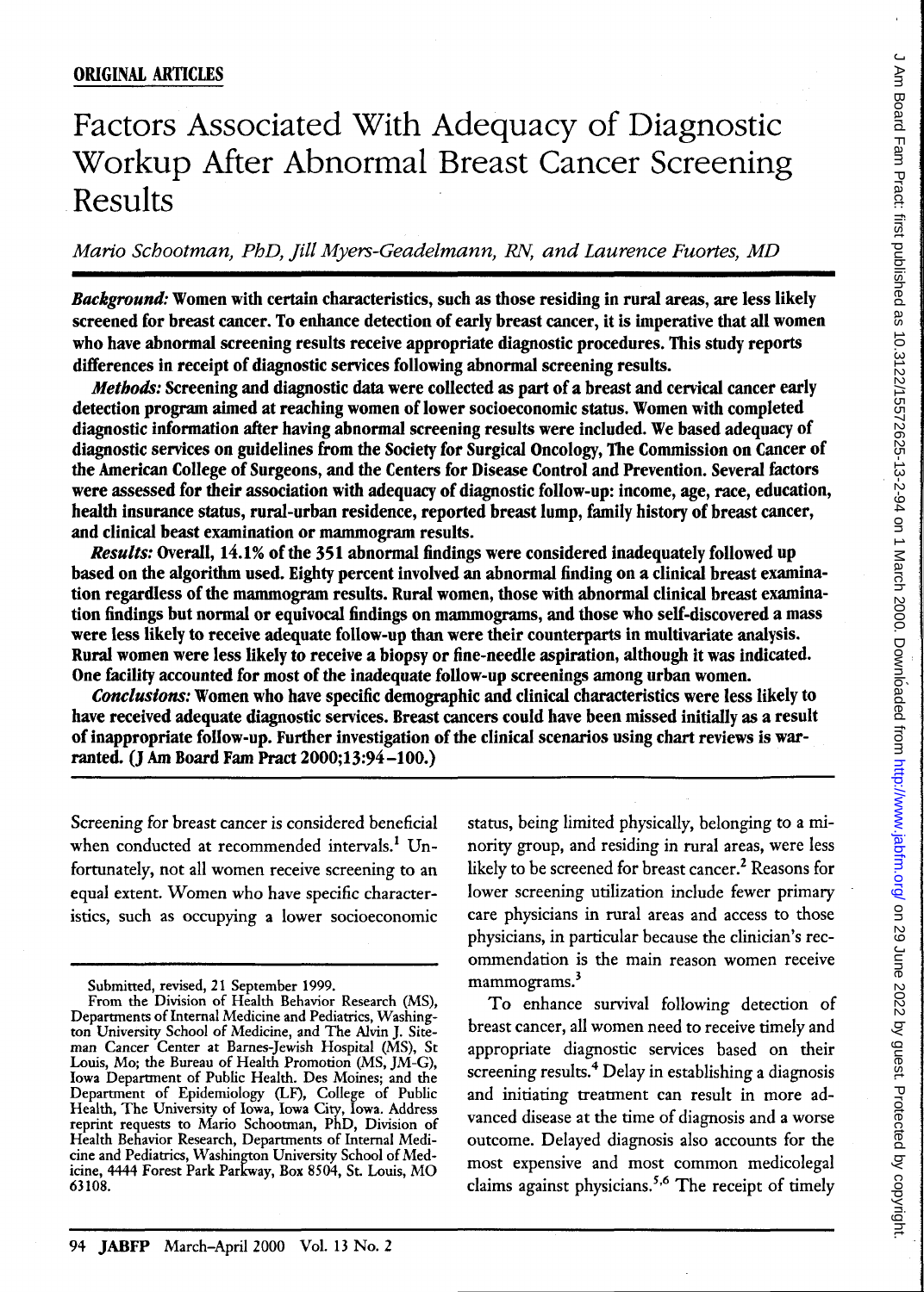**ORIGINAL ARTICLES**

# Factors Associated With Adequacy of Diagnostic Workup After Abnormal Breast Cancer Screening Results

*Mario Schootman, PhD, Jill Myers-Geadelmann, RN, and Laurence Fuortes, MD*

***Background:*** **Women with certain characteristics, such as those residing in rural areas, are less likely screened for breast cancer. To enhance detection of early breast cancer, it is imperative that all women who have abnormal screening results receive appropriate diagnostic procedures. This study reports differences in receipt of diagnostic services following abnormal screening results.**

***Methods:*** **Screening and diagnostic data were collected as part of a breast and cervical cancer early detection program aimed at reaching women of lower socioeconomic status. Women with completed diagnostic information after having abnormal screening results were included. We based adequacy of diagnostic services on guidelines from the Society for Surgical Oncology, The Commission on Cancer of the American College of Surgeons, and the Centers for Disease Control and Prevention. Several factors were assessed for their association with adequacy of diagnostic follow-up: income, age, race, education, health insurance status, rural-urban residence, reported breast lump, family history of breast cancer, and clinical beast examination or mammogram results.**

***Results:*** **Overall, 14.1% of the 351 abnormal findings were considered inadequately followed up based on the algorithm used. Eighty percent involved an abnormal finding on a clinical breast examination regardless of the mammogram results. Rural women, those with abnormal clinical breast examination findings but normal or equivocal findings on mammograms, and those who self-discovered a mass were less likely to receive adequate follow-up than were their counterparts in multivariate analysis. Rural women were less likely to receive a biopsy or fine-needle aspiration, although it was indicated. One facility accounted for most of the inadequate follow-up screenings among urban women.**

***Conclusions:*** **Women who have specific demographic and clinical characteristics were less likely to have received adequate diagnostic services. Breast cancers could have been missed initially as a result of inappropriate follow-up. Further investigation of the clinical scenarios using chart reviews is warranted. (J Am Board Fam Pract 2000;13:94–100.)**

Screening for breast cancer is considered beneficial when conducted at recommended intervals.[1] Unfortunately, not all women receive screening to an equal extent. Women who have specific characteristics, such as occupying a lower socioeconomic status, being limited physically, belonging to a minority group, and residing in rural areas, were less likely to be screened for breast cancer.[2] Reasons for lower screening utilization include fewer primary care physicians in rural areas and access to those physicians, in particular because the clinician's recommendation is the main reason women receive mammograms.[3]

To enhance survival following detection of breast cancer, all women need to receive timely and appropriate diagnostic services based on their screening results.[4] Delay in establishing a diagnosis and initiating treatment can result in more advanced disease at the time of diagnosis and a worse outcome. Delayed diagnosis also accounts for the most expensive and most common medicolegal claims against physicians.[5,6] The receipt of timely

---

Submitted, revised, 21 September 1999.

From the Division of Health Behavior Research (MS), Departments of Internal Medicine and Pediatrics, Washington University School of Medicine, and The Alvin J. Siteman Cancer Center at Barnes-Jewish Hospital (MS), St Louis, Mo; the Bureau of Health Promotion (MS, JM-G), Iowa Department of Public Health. Des Moines; and the Department of Epidemiology (LF), College of Public Health, The University of Iowa, Iowa City, Iowa. Address reprint requests to Mario Schootman, PhD, Division of Health Behavior Research, Departments of Internal Medicine and Pediatrics, Washington University School of Medicine, 4444 Forest Park Parkway, Box 8504, St. Louis, MO 63108.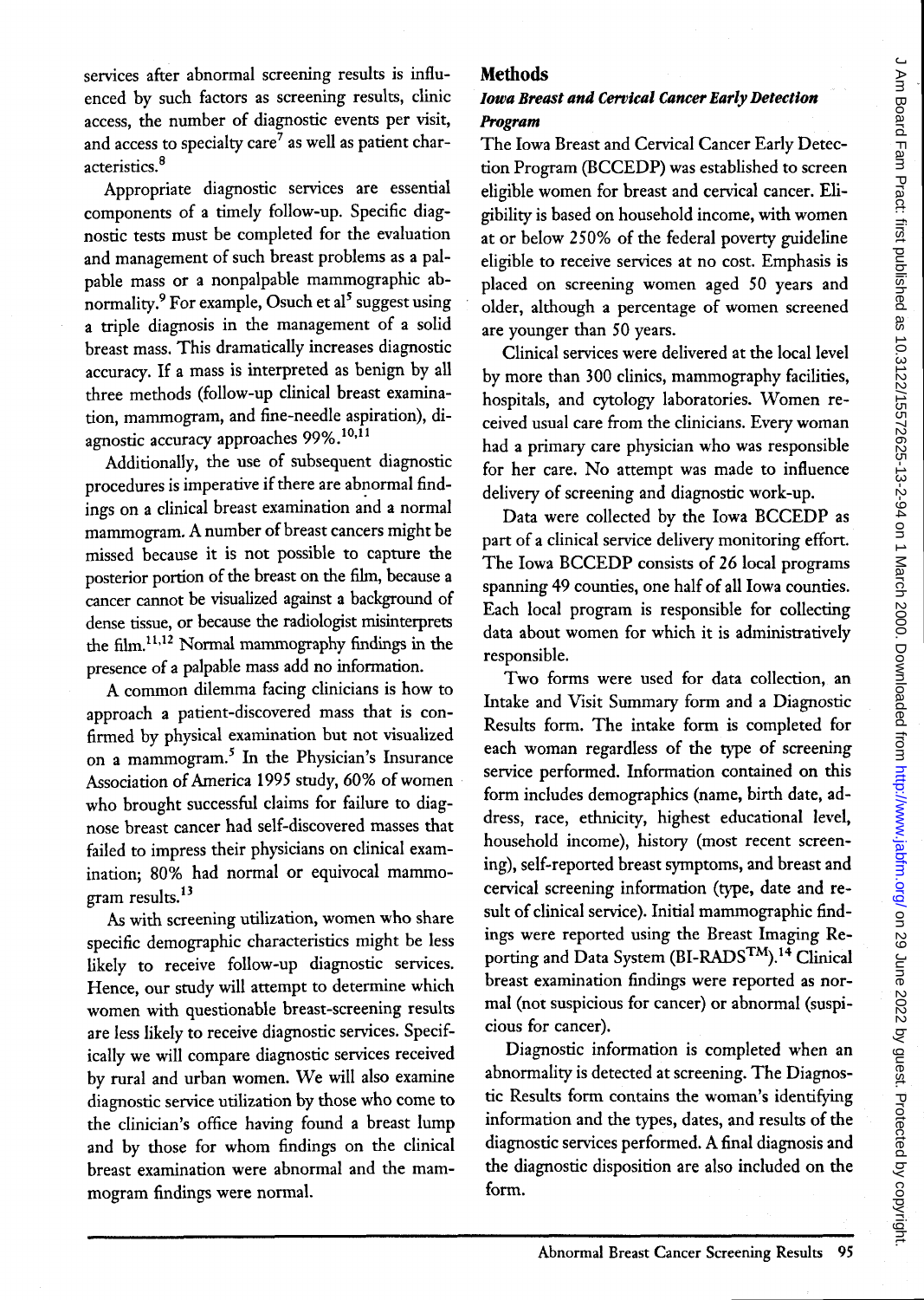services after abnormal screening results is influenced by such factors as screening results, clinic access, the number of diagnostic events per visit, and access to specialty care[7] as well as patient characteristics.[8]

Appropriate diagnostic services are essential components of a timely follow-up. Specific diagnostic tests must be completed for the evaluation and management of such breast problems as a palpable mass or a nonpalpable mammographic abnormality.[9] For example, Osuch et al[5] suggest using a triple diagnosis in the management of a solid breast mass. This dramatically increases diagnostic accuracy. If a mass is interpreted as benign by all three methods (follow-up clinical breast examination, mammogram, and fine-needle aspiration), diagnostic accuracy approaches 99%.[10,11]

Additionally, the use of subsequent diagnostic procedures is imperative if there are abnormal findings on a clinical breast examination and a normal mammogram. A number of breast cancers might be missed because it is not possible to capture the posterior portion of the breast on the film, because a cancer cannot be visualized against a background of dense tissue, or because the radiologist misinterprets the film.[11,12] Normal mammography findings in the presence of a palpable mass add no information.

A common dilemma facing clinicians is how to approach a patient-discovered mass that is confirmed by physical examination but not visualized on a mammogram.[5] In the Physician's Insurance Association of America 1995 study, 60% of women who brought successful claims for failure to diagnose breast cancer had self-discovered masses that failed to impress their physicians on clinical examination; 80% had normal or equivocal mammogram results.[13]

As with screening utilization, women who share specific demographic characteristics might be less likely to receive follow-up diagnostic services. Hence, our study will attempt to determine which women with questionable breast-screening results are less likely to receive diagnostic services. Specifically we will compare diagnostic services received by rural and urban women. We will also examine diagnostic service utilization by those who come to the clinician's office having found a breast lump and by those for whom findings on the clinical breast examination were abnormal and the mammogram findings were normal.

## Methods

### *Iowa Breast and Cervical Cancer Early Detection Program*

The Iowa Breast and Cervical Cancer Early Detection Program (BCCEDP) was established to screen eligible women for breast and cervical cancer. Eligibility is based on household income, with women at or below 250% of the federal poverty guideline eligible to receive services at no cost. Emphasis is placed on screening women aged 50 years and older, although a percentage of women screened are younger than 50 years.

Clinical services were delivered at the local level by more than 300 clinics, mammography facilities, hospitals, and cytology laboratories. Women received usual care from the clinicians. Every woman had a primary care physician who was responsible for her care. No attempt was made to influence delivery of screening and diagnostic work-up.

Data were collected by the Iowa BCCEDP as part of a clinical service delivery monitoring effort. The Iowa BCCEDP consists of 26 local programs spanning 49 counties, one half of all Iowa counties. Each local program is responsible for collecting data about women for which it is administratively responsible.

Two forms were used for data collection, an Intake and Visit Summary form and a Diagnostic Results form. The intake form is completed for each woman regardless of the type of screening service performed. Information contained on this form includes demographics (name, birth date, address, race, ethnicity, highest educational level, household income), history (most recent screening), self-reported breast symptoms, and breast and cervical screening information (type, date and result of clinical service). Initial mammographic findings were reported using the Breast Imaging Reporting and Data System (BI-RADS™).[14] Clinical breast examination findings were reported as normal (not suspicious for cancer) or abnormal (suspicious for cancer).

Diagnostic information is completed when an abnormality is detected at screening. The Diagnostic Results form contains the woman's identifying information and the types, dates, and results of the diagnostic services performed. A final diagnosis and the diagnostic disposition are also included on the form.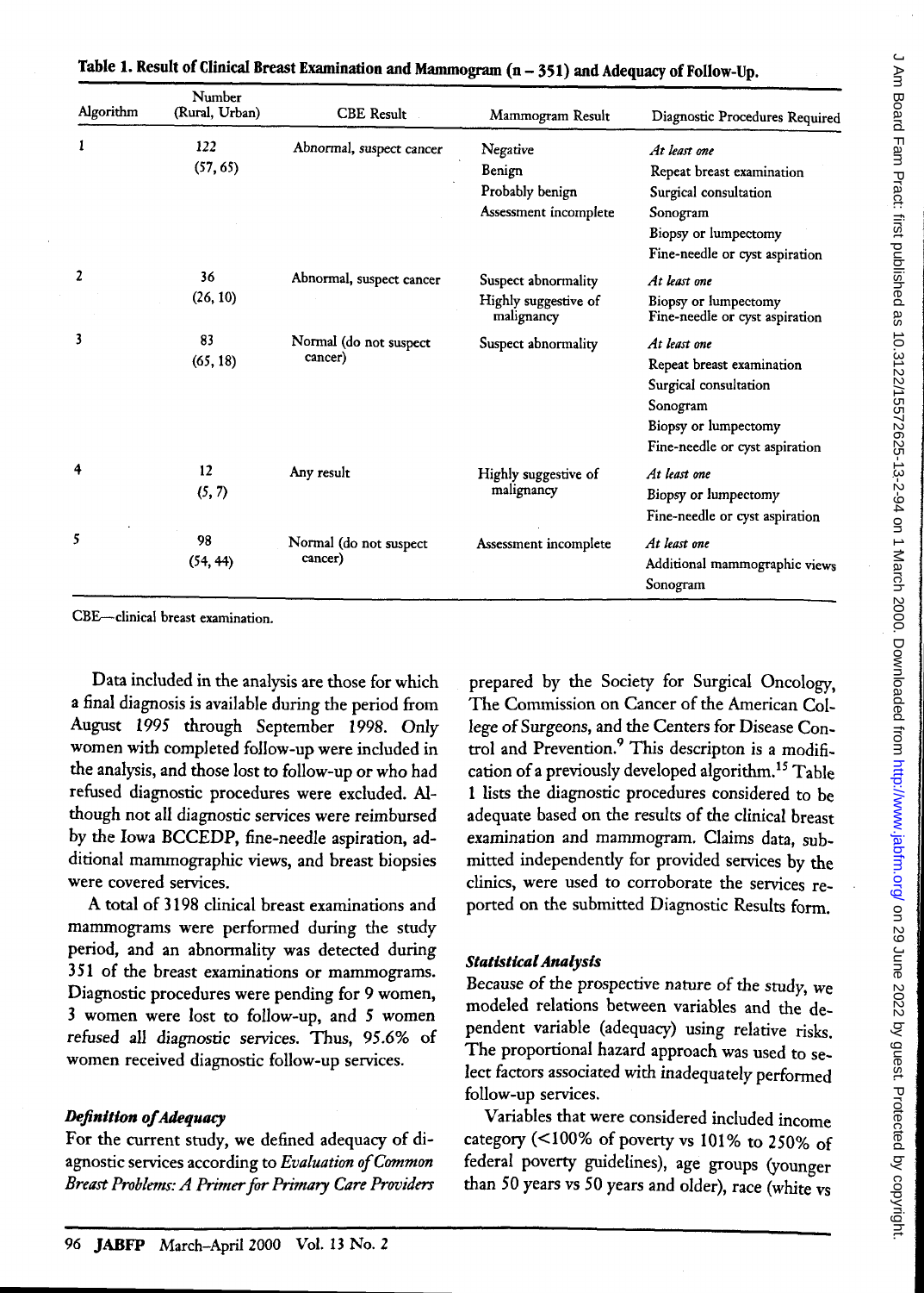**Table 1. Result of Clinical Breast Examination and Mammogram (n – 351) and Adequacy of Follow-Up.**

| Algorithm | Number (Rural, Urban) | CBE Result | Mammogram Result | Diagnostic Procedures Required |
|---|---|---|---|---|
| 1 | 122 (57, 65) | Abnormal, suspect cancer | Negative<br>Benign<br>Probably benign<br>Assessment incomplete | *At least one*<br>Repeat breast examination<br>Surgical consultation<br>Sonogram<br>Biopsy or lumpectomy<br>Fine-needle or cyst aspiration |
| 2 | 36 (26, 10) | Abnormal, suspect cancer | Suspect abnormality<br>Highly suggestive of malignancy | *At least one*<br>Biopsy or lumpectomy<br>Fine-needle or cyst aspiration |
| 3 | 83 (65, 18) | Normal (do not suspect cancer) | Suspect abnormality | *At least one*<br>Repeat breast examination<br>Surgical consultation<br>Sonogram<br>Biopsy or lumpectomy<br>Fine-needle or cyst aspiration |
| 4 | 12 (5, 7) | Any result | Highly suggestive of malignancy | *At least one*<br>Biopsy or lumpectomy<br>Fine-needle or cyst aspiration |
| 5 | 98 (54, 44) | Normal (do not suspect cancer) | Assessment incomplete | *At least one*<br>Additional mammographic views<br>Sonogram |

CBE—clinical breast examination.

Data included in the analysis are those for which a final diagnosis is available during the period from August 1995 through September 1998. Only women with completed follow-up were included in the analysis, and those lost to follow-up or who had refused diagnostic procedures were excluded. Although not all diagnostic services were reimbursed by the Iowa BCCEDP, fine-needle aspiration, additional mammographic views, and breast biopsies were covered services.

A total of 3198 clinical breast examinations and mammograms were performed during the study period, and an abnormality was detected during 351 of the breast examinations or mammograms. Diagnostic procedures were pending for 9 women, 3 women were lost to follow-up, and 5 women refused all diagnostic services. Thus, 95.6% of women received diagnostic follow-up services.

### *Definition of Adequacy*

For the current study, we defined adequacy of diagnostic services according to *Evaluation of Common Breast Problems: A Primer for Primary Care Providers* prepared by the Society for Surgical Oncology, The Commission on Cancer of the American College of Surgeons, and the Centers for Disease Control and Prevention.[9] This descripton is a modification of a previously developed algorithm.[15] Table 1 lists the diagnostic procedures considered to be adequate based on the results of the clinical breast examination and mammogram. Claims data, submitted independently for provided services by the clinics, were used to corroborate the services reported on the submitted Diagnostic Results form.

### *Statistical Analysis*

Because of the prospective nature of the study, we modeled relations between variables and the dependent variable (adequacy) using relative risks. The proportional hazard approach was used to select factors associated with inadequately performed follow-up services.

Variables that were considered included income category (<100% of poverty vs 101% to 250% of federal poverty guidelines), age groups (younger than 50 years vs 50 years and older), race (white vs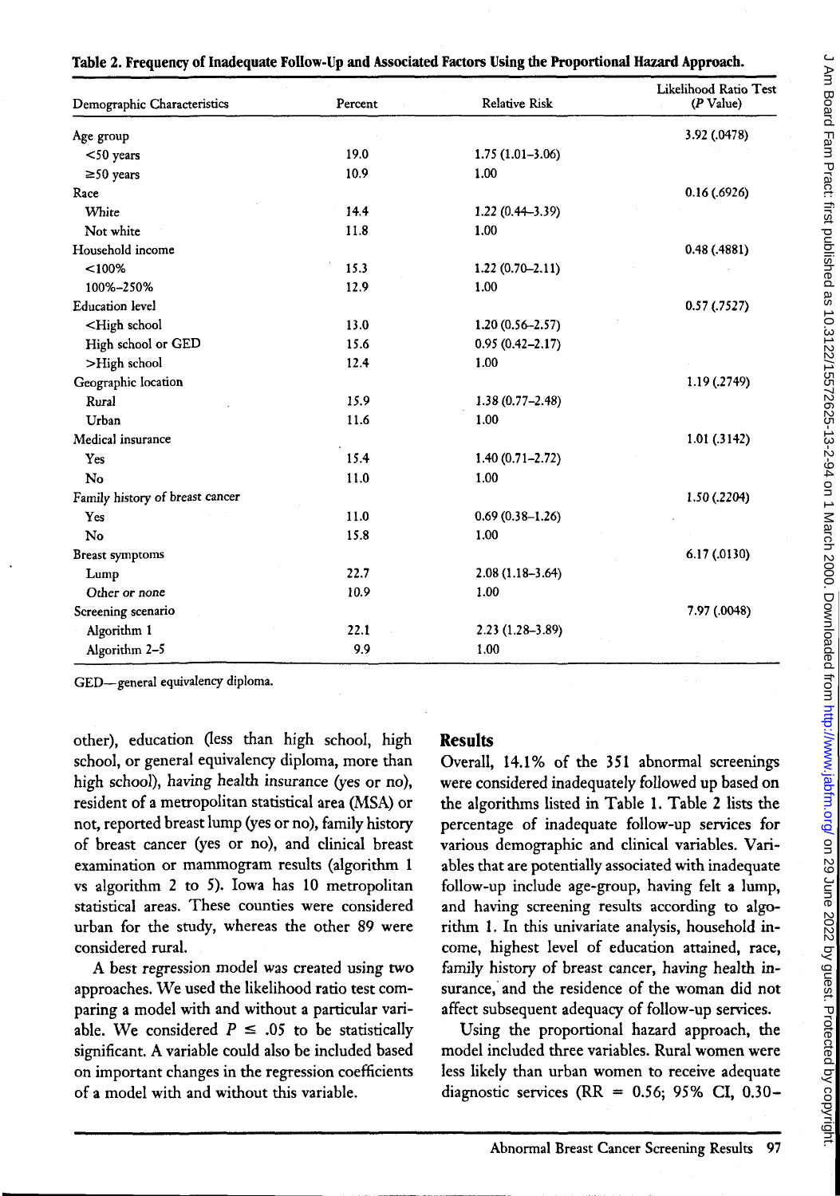**Table 2. Frequency of Inadequate Follow-Up and Associated Factors Using the Proportional Hazard Approach.**

| Demographic Characteristics | Percent | Relative Risk | Likelihood Ratio Test (P Value) |
|---|---|---|---|
| Age group | | | 3.92 (.0478) |
| <50 years | 19.0 | 1.75 (1.01–3.06) | |
| ≥50 years | 10.9 | 1.00 | |
| Race | | | 0.16 (.6926) |
| White | 14.4 | 1.22 (0.44–3.39) | |
| Not white | 11.8 | 1.00 | |
| Household income | | | 0.48 (.4881) |
| <100% | 15.3 | 1.22 (0.70–2.11) | |
| 100%–250% | 12.9 | 1.00 | |
| Education level | | | 0.57 (.7527) |
| <High school | 13.0 | 1.20 (0.56–2.57) | |
| High school or GED | 15.6 | 0.95 (0.42–2.17) | |
| >High school | 12.4 | 1.00 | |
| Geographic location | | | 1.19 (.2749) |
| Rural | 15.9 | 1.38 (0.77–2.48) | |
| Urban | 11.6 | 1.00 | |
| Medical insurance | | | 1.01 (.3142) |
| Yes | 15.4 | 1.40 (0.71–2.72) | |
| No | 11.0 | 1.00 | |
| Family history of breast cancer | | | 1.50 (.2204) |
| Yes | 11.0 | 0.69 (0.38–1.26) | |
| No | 15.8 | 1.00 | |
| Breast symptoms | | | 6.17 (.0130) |
| Lump | 22.7 | 2.08 (1.18–3.64) | |
| Other or none | 10.9 | 1.00 | |
| Screening scenario | | | 7.97 (.0048) |
| Algorithm 1 | 22.1 | 2.23 (1.28–3.89) | |
| Algorithm 2–5 | 9.9 | 1.00 | |

GED—general equivalency diploma.

other), education (less than high school, high school, or general equivalency diploma, more than high school), having health insurance (yes or no), resident of a metropolitan statistical area (MSA) or not, reported breast lump (yes or no), family history of breast cancer (yes or no), and clinical breast examination or mammogram results (algorithm 1 vs algorithm 2 to 5). Iowa has 10 metropolitan statistical areas. These counties were considered urban for the study, whereas the other 89 were considered rural.

A best regression model was created using two approaches. We used the likelihood ratio test comparing a model with and without a particular variable. We considered $P \leq .05$ to be statistically significant. A variable could also be included based on important changes in the regression coefficients of a model with and without this variable.

## Results

Overall, 14.1% of the 351 abnormal screenings were considered inadequately followed up based on the algorithms listed in Table 1. Table 2 lists the percentage of inadequate follow-up services for various demographic and clinical variables. Variables that are potentially associated with inadequate follow-up include age-group, having felt a lump, and having screening results according to algorithm 1. In this univariate analysis, household income, highest level of education attained, race, family history of breast cancer, having health insurance, and the residence of the woman did not affect subsequent adequacy of follow-up services.

Using the proportional hazard approach, the model included three variables. Rural women were less likely than urban women to receive adequate diagnostic services (RR = 0.56; 95% CI, 0.30–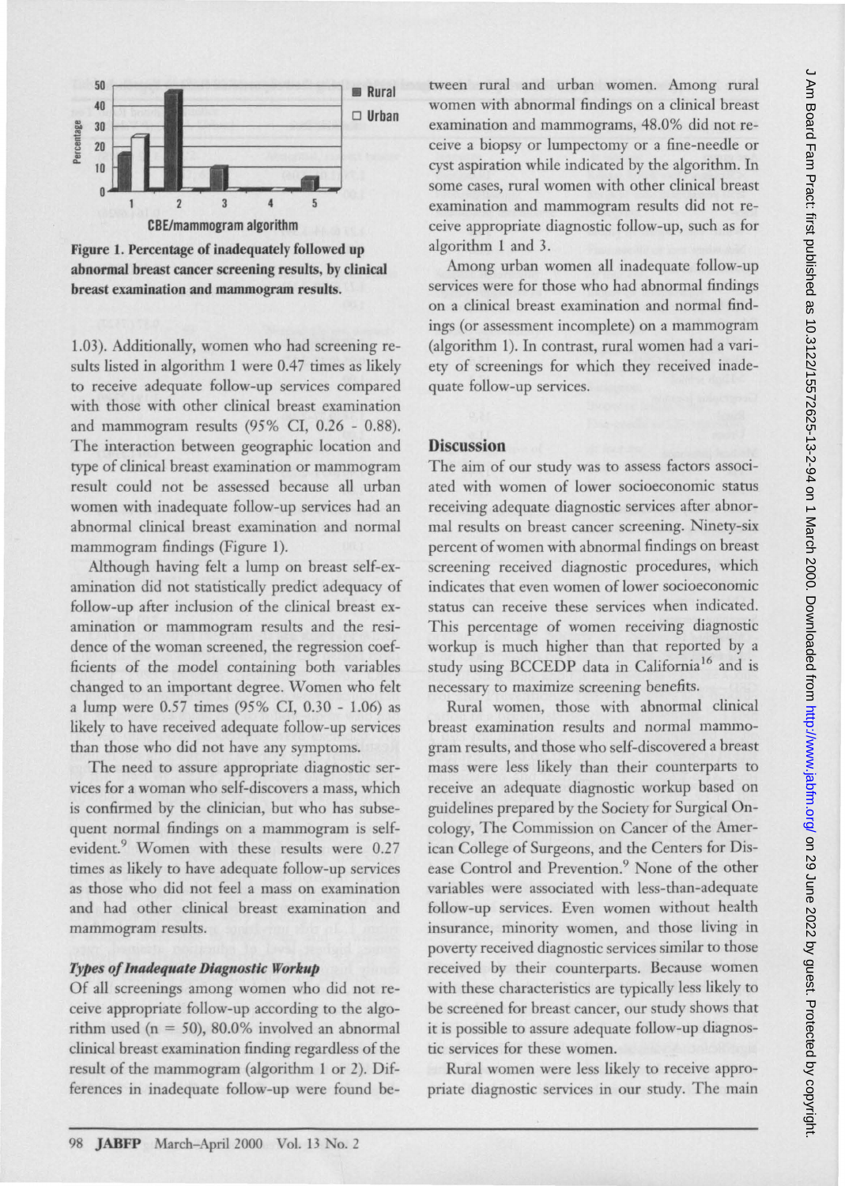Figure 1. Percentage of inadequately followed up abnormal breast cancer screening results, by clinical breast examination and mammogram results.

1.03). Additionally, women who had screening results listed in algorithm 1 were 0.47 times as likely to receive adequate follow-up services compared with those with other clinical breast examination and mammogram results (95% CI, 0.26 - 0.88). The interaction between geographic location and type of clinical breast examination or mammogram result could not be assessed because all urban women with inadequate follow-up services had an abnormal clinical breast examination and normal mammogram findings (Figure 1).

Although having felt a lump on breast self-examination did not statistically predict adequacy of follow-up after inclusion of the clinical breast examination or mammogram results and the residence of the woman screened, the regression coefficients of the model containing both variables changed to an important degree. Women who felt a lump were 0.57 times (95% CI, 0.30 - 1.06) as likely to have received adequate follow-up services than those who did not have any symptoms.

The need to assure appropriate diagnostic services for a woman who self-discovers a mass, which is confirmed by the clinician, but who has subsequent normal findings on a mammogram is self-evident.[9] Women with these results were 0.27 times as likely to have adequate follow-up services as those who did not feel a mass on examination and had other clinical breast examination and mammogram results.

### *Types of Inadequate Diagnostic Workup*

Of all screenings among women who did not receive appropriate follow-up according to the algorithm used (n = 50), 80.0% involved an abnormal clinical breast examination finding regardless of the result of the mammogram (algorithm 1 or 2). Differences in inadequate follow-up were found between rural and urban women. Among rural women with abnormal findings on a clinical breast examination and mammograms, 48.0% did not receive a biopsy or lumpectomy or a fine-needle or cyst aspiration while indicated by the algorithm. In some cases, rural women with other clinical breast examination and mammogram results did not receive appropriate diagnostic follow-up, such as for algorithm 1 and 3.

Among urban women all inadequate follow-up services were for those who had abnormal findings on a clinical breast examination and normal findings (or assessment incomplete) on a mammogram (algorithm 1). In contrast, rural women had a variety of screenings for which they received inadequate follow-up services.

## Discussion

The aim of our study was to assess factors associated with women of lower socioeconomic status receiving adequate diagnostic services after abnormal results on breast cancer screening. Ninety-six percent of women with abnormal findings on breast screening received diagnostic procedures, which indicates that even women of lower socioeconomic status can receive these services when indicated. This percentage of women receiving diagnostic workup is much higher than that reported by a study using BCCEDP data in California[16] and is necessary to maximize screening benefits.

Rural women, those with abnormal clinical breast examination results and normal mammogram results, and those who self-discovered a breast mass were less likely than their counterparts to receive an adequate diagnostic workup based on guidelines prepared by the Society for Surgical Oncology, The Commission on Cancer of the American College of Surgeons, and the Centers for Disease Control and Prevention.[9] None of the other variables were associated with less-than-adequate follow-up services. Even women without health insurance, minority women, and those living in poverty received diagnostic services similar to those received by their counterparts. Because women with these characteristics are typically less likely to be screened for breast cancer, our study shows that it is possible to assure adequate follow-up diagnostic services for these women.

Rural women were less likely to receive appropriate diagnostic services in our study. The main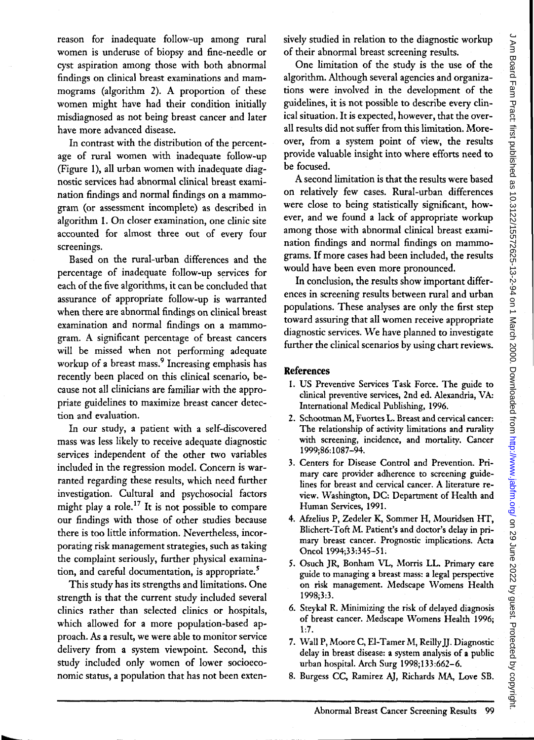reason for inadequate follow-up among rural women is underuse of biopsy and fine-needle or cyst aspiration among those with both abnormal findings on clinical breast examinations and mammograms (algorithm 2). A proportion of these women might have had their condition initially misdiagnosed as not being breast cancer and later have more advanced disease.

In contrast with the distribution of the percentage of rural women with inadequate follow-up (Figure 1), all urban women with inadequate diagnostic services had abnormal clinical breast examination findings and normal findings on a mammogram (or assessment incomplete) as described in algorithm 1. On closer examination, one clinic site accounted for almost three out of every four screenings.

Based on the rural-urban differences and the percentage of inadequate follow-up services for each of the five algorithms, it can be concluded that assurance of appropriate follow-up is warranted when there are abnormal findings on clinical breast examination and normal findings on a mammogram. A significant percentage of breast cancers will be missed when not performing adequate workup of a breast mass.[9] Increasing emphasis has recently been placed on this clinical scenario, because not all clinicians are familiar with the appropriate guidelines to maximize breast cancer detection and evaluation.

In our study, a patient with a self-discovered mass was less likely to receive adequate diagnostic services independent of the other two variables included in the regression model. Concern is warranted regarding these results, which need further investigation. Cultural and psychosocial factors might play a role.[17] It is not possible to compare our findings with those of other studies because there is too little information. Nevertheless, incorporating risk management strategies, such as taking the complaint seriously, further physical examination, and careful documentation, is appropriate.[5]

This study has its strengths and limitations. One strength is that the current study included several clinics rather than selected clinics or hospitals, which allowed for a more population-based approach. As a result, we were able to monitor service delivery from a system viewpoint. Second, this study included only women of lower socioeconomic status, a population that has not been extensively studied in relation to the diagnostic workup of their abnormal breast screening results.

One limitation of the study is the use of the algorithm. Although several agencies and organizations were involved in the development of the guidelines, it is not possible to describe every clinical situation. It is expected, however, that the overall results did not suffer from this limitation. Moreover, from a system point of view, the results provide valuable insight into where efforts need to be focused.

A second limitation is that the results were based on relatively few cases. Rural-urban differences were close to being statistically significant, however, and we found a lack of appropriate workup among those with abnormal clinical breast examination findings and normal findings on mammograms. If more cases had been included, the results would have been even more pronounced.

In conclusion, the results show important differences in screening results between rural and urban populations. These analyses are only the first step toward assuring that all women receive appropriate diagnostic services. We have planned to investigate further the clinical scenarios by using chart reviews.

## References

1. US Preventive Services Task Force. The guide to clinical preventive services, 2nd ed. Alexandria, VA: International Medical Publishing, 1996.
2. Schootman M, Fuortes L. Breast and cervical cancer: The relationship of activity limitations and rurality with screening, incidence, and mortality. Cancer 1999;86:1087–94.
3. Centers for Disease Control and Prevention. Primary care provider adherence to screening guidelines for breast and cervical cancer. A literature review. Washington, DC: Department of Health and Human Services, 1991.
4. Afzelius P, Zedeler K, Sommer H, Mouridsen HT, Blichert-Toft M. Patient's and doctor's delay in primary breast cancer. Prognostic implications. Acta Oncol 1994;33:345–51.
5. Osuch JR, Bonham VL, Morris LL. Primary care guide to managing a breast mass: a legal perspective on risk management. Medscape Womens Health 1998;3:3.
6. Steykal R. Minimizing the risk of delayed diagnosis of breast cancer. Medscape Womens Health 1996; 1:7.
7. Wall P, Moore C, El-Tamer M, Reilly JJ. Diagnostic delay in breast disease: a system analysis of a public urban hospital. Arch Surg 1998;133:662–6.
8. Burgess CC, Ramirez AJ, Richards MA, Love SB.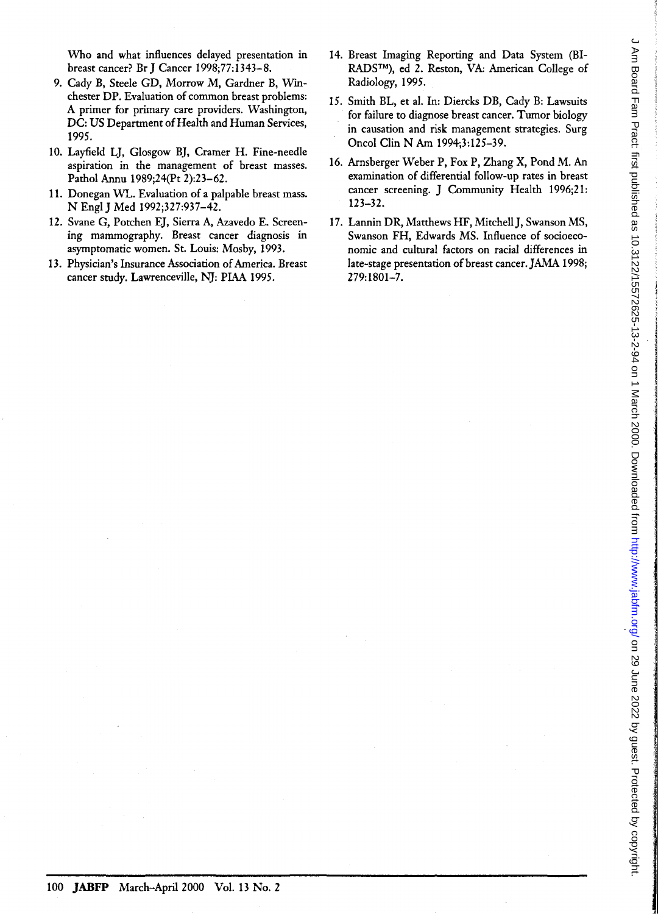Who and what influences delayed presentation in breast cancer? Br J Cancer 1998;77:1343–8.

9. Cady B, Steele GD, Morrow M, Gardner B, Winchester DP. Evaluation of common breast problems: A primer for primary care providers. Washington, DC: US Department of Health and Human Services, 1995.
10. Layfield LJ, Glosgow BJ, Cramer H. Fine-needle aspiration in the management of breast masses. Pathol Annu 1989;24(Pt 2):23–62.
11. Donegan WL. Evaluation of a palpable breast mass. N Engl J Med 1992;327:937–42.
12. Svane G, Potchen EJ, Sierra A, Azavedo E. Screening mammography. Breast cancer diagnosis in asymptomatic women. St. Louis: Mosby, 1993.
13. Physician's Insurance Association of America. Breast cancer study. Lawrenceville, NJ: PIAA 1995.
14. Breast Imaging Reporting and Data System (BI-RADS™), ed 2. Reston, VA: American College of Radiology, 1995.
15. Smith BL, et al. In: Diercks DB, Cady B: Lawsuits for failure to diagnose breast cancer. Tumor biology in causation and risk management strategies. Surg Oncol Clin N Am 1994;3:125–39.
16. Arnsberger Weber P, Fox P, Zhang X, Pond M. An examination of differential follow-up rates in breast cancer screening. J Community Health 1996;21: 123–32.
17. Lannin DR, Matthews HF, Mitchell J, Swanson MS, Swanson FH, Edwards MS. Influence of socioeconomic and cultural factors on racial differences in late-stage presentation of breast cancer. JAMA 1998; 279:1801–7.